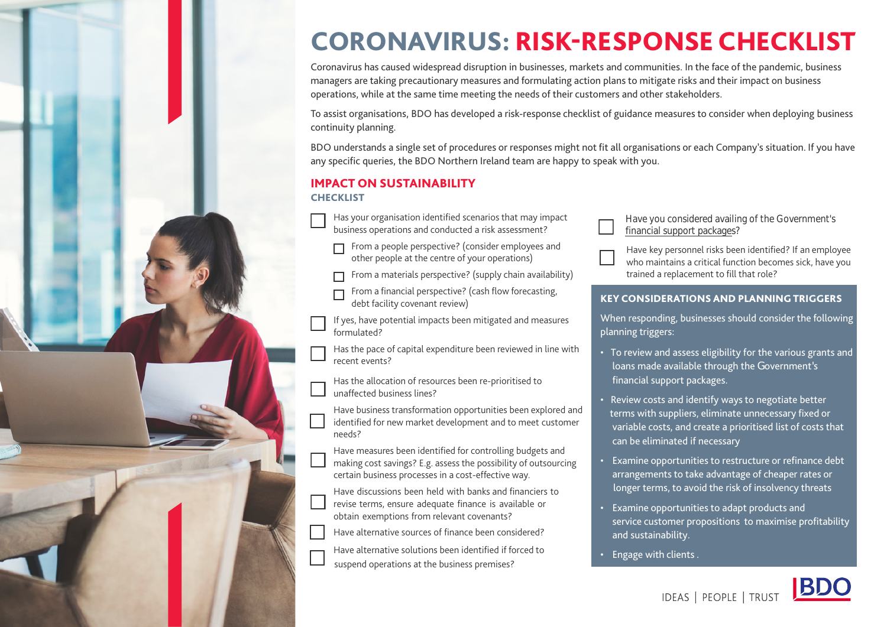# CORONAVIRUS: RISK-RESPONSE CHECKLIST

Coronavirus has caused widespread disruption in businesses, markets and communities. In the face of the pandemic, business managers are taking precautionary measures and formulating action plans to mitigate risks and their impact on business operations, while at the same time meeting the needs of their customers and other stakeholders.

To assist organisations, BDO has developed a risk-response checklist of guidance measures to consider when deploying business continuity planning.

BDO understands a single set of procedures or responses might not fit all organisations or each Company's situation. If you have any specific queries, the BDO Northern Ireland team are happy to speak with you.

## IMPACT ON SUSTAINABILITY

### CHECKLIST

- [ ] Has your organisation identified scenarios that may impact business operations and conducted a risk assessment?
    - [ ] From a people perspective? (consider employees and other people at the centre of your operations)
    - [ ] From a materials perspective? (supply chain availability)
    - [ ] From a financial perspective? (cash flow forecasting, debt facility covenant review)
- [ ] If yes, have potential impacts been mitigated and measures formulated?
- [ ] Has the pace of capital expenditure been reviewed in line with recent events?
- [ ] Has the allocation of resources been re-prioritised to unaffected business lines?
- [ ] Have business transformation opportunities been explored and identified for new market development and to meet customer needs?
- [ ] Have measures been identified for controlling budgets and making cost savings? E.g. assess the possibility of outsourcing certain business processes in a cost-effective way.
- [ ] Have discussions been held with banks and financiers to revise terms, ensure adequate finance is available or obtain exemptions from relevant covenants?
- [ ] Have alternative sources of finance been considered?
- [ ] Have alternative solutions been identified if forced to suspend operations at the business premises?
- [ ] Have you considered availing of the Government's financial support packages?
- [ ] Have key personnel risks been identified? If an employee who maintains a critical function becomes sick, have you trained a replacement to fill that role?

### KEY CONSIDERATIONS AND PLANNING TRIGGERS

When responding, businesses should consider the following planning triggers:

- To review and assess eligibility for the various grants and loans made available through the Government's financial support packages.
- Review costs and identify ways to negotiate better terms with suppliers, eliminate unnecessary fixed or variable costs, and create a prioritised list of costs that can be eliminated if necessary
- Examine opportunities to restructure or refinance debt arrangements to take advantage of cheaper rates or longer terms, to avoid the risk of insolvency threats
- Examine opportunities to adapt products and service customer propositions to maximise profitability and sustainability.
- Engage with clients .

IDEAS | PEOPLE | TRUST

BDO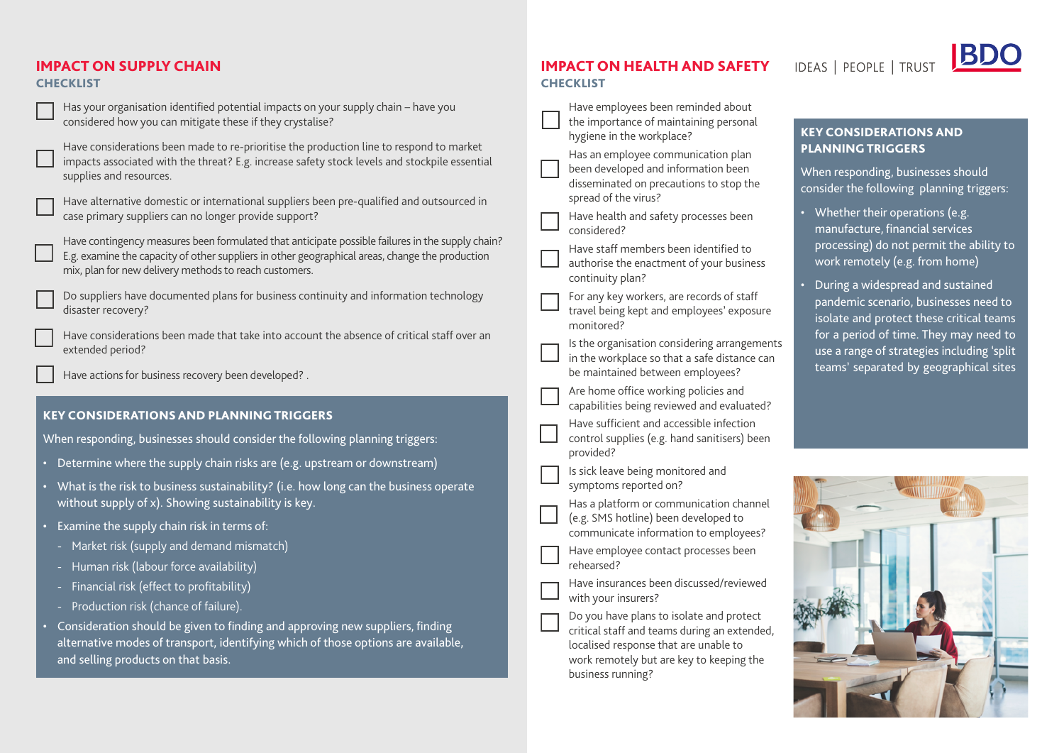## IMPACT ON SUPPLY CHAIN

### CHECKLIST

- ☐ Has your organisation identified potential impacts on your supply chain – have you considered how you can mitigate these if they crystalise?
- ☐ Have considerations been made to re-prioritise the production line to respond to market impacts associated with the threat? E.g. increase safety stock levels and stockpile essential supplies and resources.
- ☐ Have alternative domestic or international suppliers been pre-qualified and outsourced in case primary suppliers can no longer provide support?
- ☐ Have contingency measures been formulated that anticipate possible failures in the supply chain? E.g. examine the capacity of other suppliers in other geographical areas, change the production mix, plan for new delivery methods to reach customers.
- ☐ Do suppliers have documented plans for business continuity and information technology disaster recovery?
- ☐ Have considerations been made that take into account the absence of critical staff over an extended period?
- ☐ Have actions for business recovery been developed? .

### KEY CONSIDERATIONS AND PLANNING TRIGGERS

When responding, businesses should consider the following planning triggers:

- Determine where the supply chain risks are (e.g. upstream or downstream)
- What is the risk to business sustainability? (i.e. how long can the business operate without supply of x). Showing sustainability is key.
- Examine the supply chain risk in terms of:
  - Market risk (supply and demand mismatch)
  - Human risk (labour force availability)
  - Financial risk (effect to profitability)
  - Production risk (chance of failure).
- Consideration should be given to finding and approving new suppliers, finding alternative modes of transport, identifying which of those options are available, and selling products on that basis.

## IMPACT ON HEALTH AND SAFETY

### CHECKLIST

- ☐ Have employees been reminded about the importance of maintaining personal hygiene in the workplace?
- ☐ Has an employee communication plan been developed and information been disseminated on precautions to stop the spread of the virus?
- ☐ Have health and safety processes been considered?
- ☐ Have staff members been identified to authorise the enactment of your business continuity plan?
- ☐ For any key workers, are records of staff travel being kept and employees' exposure monitored?
- ☐ Is the organisation considering arrangements in the workplace so that a safe distance can be maintained between employees?
- ☐ Are home office working policies and capabilities being reviewed and evaluated?
- ☐ Have sufficient and accessible infection control supplies (e.g. hand sanitisers) been provided?
- ☐ Is sick leave being monitored and symptoms reported on?
- ☐ Has a platform or communication channel (e.g. SMS hotline) been developed to communicate information to employees?
- ☐ Have employee contact processes been rehearsed?
- ☐ Have insurances been discussed/reviewed with your insurers?
- ☐ Do you have plans to isolate and protect critical staff and teams during an extended, localised response that are unable to work remotely but are key to keeping the business running?

### KEY CONSIDERATIONS AND PLANNING TRIGGERS

When responding, businesses should consider the following planning triggers:

- Whether their operations (e.g. manufacture, financial services processing) do not permit the ability to work remotely (e.g. from home)
- During a widespread and sustained pandemic scenario, businesses need to isolate and protect these critical teams for a period of time. They may need to use a range of strategies including 'split teams' separated by geographical sites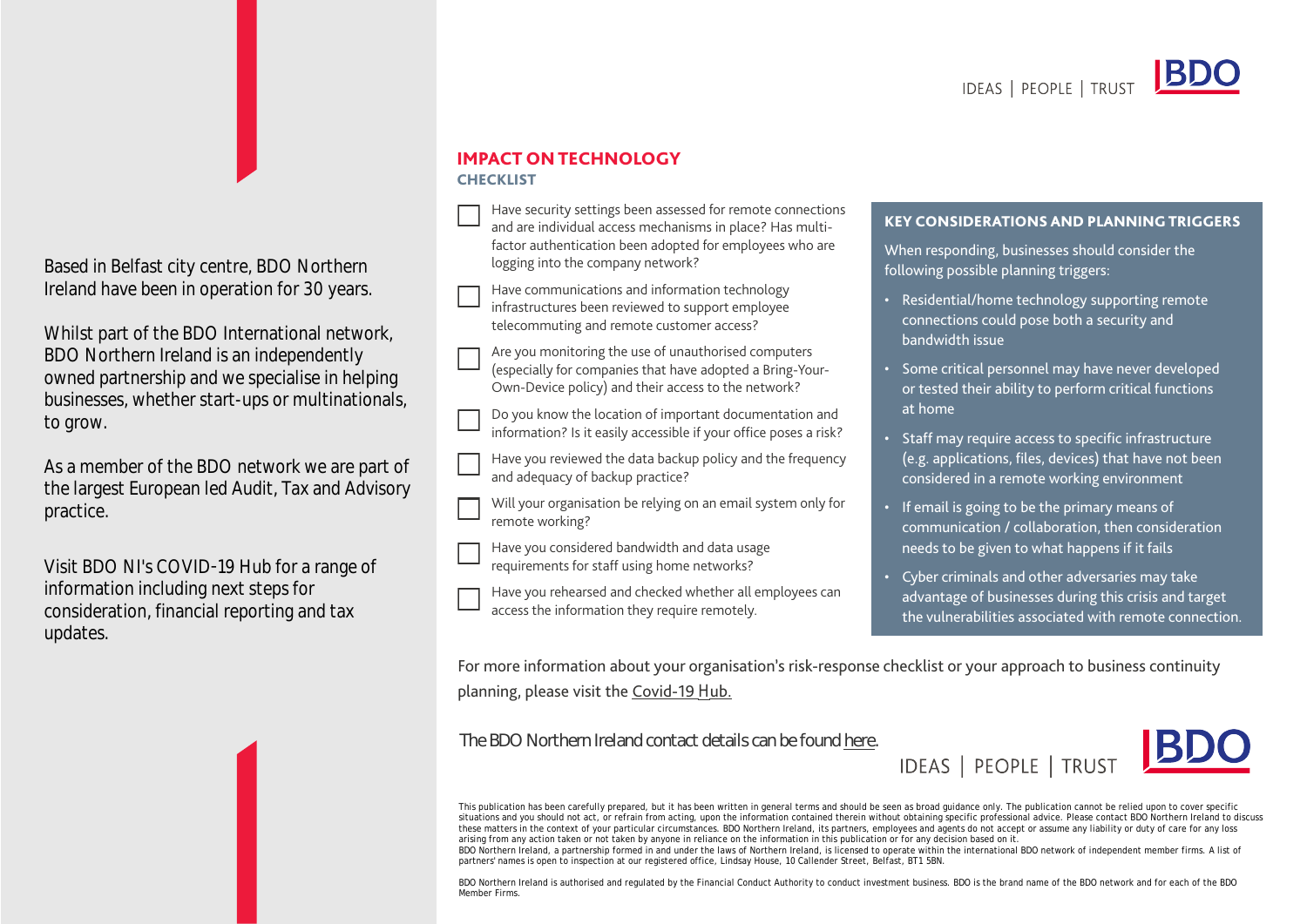Based in Belfast city centre, BDO Northern Ireland have been in operation for 30 years.

Whilst part of the BDO International network, BDO Northern Ireland is an independently owned partnership and we specialise in helping businesses, whether start-ups or multinationals, to grow.

As a member of the BDO network we are part of the largest European led Audit, Tax and Advisory practice.

Visit BDO NI's COVID-19 Hub for a range of information including next steps for consideration, financial reporting and tax updates.

## IMPACT ON TECHNOLOGY

### CHECKLIST

- [ ] Have security settings been assessed for remote connections and are individual access mechanisms in place? Has multi-factor authentication been adopted for employees who are logging into the company network?
- [ ] Have communications and information technology infrastructures been reviewed to support employee telecommuting and remote customer access?
- [ ] Are you monitoring the use of unauthorised computers (especially for companies that have adopted a Bring-Your-Own-Device policy) and their access to the network?
- [ ] Do you know the location of important documentation and information? Is it easily accessible if your office poses a risk?
- [ ] Have you reviewed the data backup policy and the frequency and adequacy of backup practice?
- [ ] Will your organisation be relying on an email system only for remote working?
- [ ] Have you considered bandwidth and data usage requirements for staff using home networks?
- [ ] Have you rehearsed and checked whether all employees can access the information they require remotely.

### KEY CONSIDERATIONS AND PLANNING TRIGGERS

When responding, businesses should consider the following possible planning triggers:

- Residential/home technology supporting remote connections could pose both a security and bandwidth issue
- Some critical personnel may have never developed or tested their ability to perform critical functions at home
- Staff may require access to specific infrastructure (e.g. applications, files, devices) that have not been considered in a remote working environment
- If email is going to be the primary means of communication / collaboration, then consideration needs to be given to what happens if it fails
- Cyber criminals and other adversaries may take advantage of businesses during this crisis and target the vulnerabilities associated with remote connection.

For more information about your organisation's risk-response checklist or your approach to business continuity planning, please visit the Covid-19 Hub.

The BDO Northern Ireland contact details can be found here.

This publication has been carefully prepared, but it has been written in general terms and should be seen as broad guidance only. The publication cannot be relied upon to cover specific situations and you should not act, or refrain from acting, upon the information contained therein without obtaining specific professional advice. Please contact BDO Northern Ireland to discuss these matters in the context of your particular circumstances. BDO Northern Ireland, its partners, employees and agents do not accept or assume any liability or duty of care for any loss arising from any action taken or not taken by anyone in reliance on the information in this publication or for any decision based on it.
BDO Northern Ireland, a partnership formed in and under the laws of Northern Ireland, is licensed to operate within the international BDO network of independent member firms. A list of partners' names is open to inspection at our registered office, Lindsay House, 10 Callender Street, Belfast, BT1 5BN.

BDO Northern Ireland is authorised and regulated by the Financial Conduct Authority to conduct investment business. BDO is the brand name of the BDO network and for each of the BDO Member Firms.